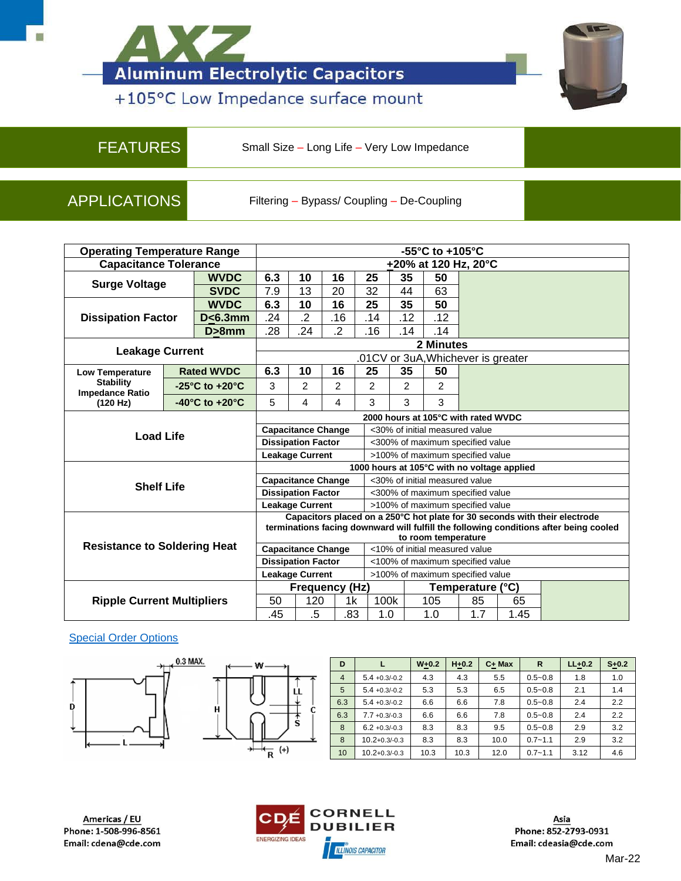# AXZ

## Aluminum Electrolytic Capacitors

+105°C Low Impedance surface mount

| FEATURES | Small Size – Long Life – Very Low Impedance |
|---|---|
| **APPLICATIONS** | Filtering – Bypass/ Coupling – De-Coupling |

| | | | | | | | | |
|---|---|---|---|---|---|---|---|---|
| **Operating Temperature Range** | | -55°C to +105°C | | | | | | |
| **Capacitance Tolerance** | | +20% at 120 Hz, 20°C | | | | | | |
| **Surge Voltage** | **WVDC** | **6.3** | **10** | **16** | **25** | **35** | **50** | |
| | **SVDC** | 7.9 | 13 | 20 | 32 | 44 | 63 | |
| **Dissipation Factor** | **WVDC** | **6.3** | **10** | **16** | **25** | **35** | **50** | |
| | **D<6.3mm** | .24 | .2 | .16 | .14 | .12 | .12 | |
| | **D>8mm** | .28 | .24 | .2 | .16 | .14 | .14 | |
| **Leakage Current** | | 2 Minutes | | | | | | |
| | | .01CV or 3uA,Whichever is greater | | | | | | |
| **Low Temperature Stability Impedance Ratio (120 Hz)** | **Rated WVDC** | **6.3** | **10** | **16** | **25** | **35** | **50** | |
| | **-25°C to +20°C** | 3 | 2 | 2 | 2 | 2 | 2 | |
| | **-40°C to +20°C** | 5 | 4 | 4 | 3 | 3 | 3 | |

| | | |
|---|---|---|
| **Load Life** | **2000 hours at 105°C with rated WVDC** | |
| | **Capacitance Change** | <30% of initial measured value |
| | **Dissipation Factor** | <300% of maximum specified value |
| | **Leakage Current** | >100% of maximum specified value |
| **Shelf Life** | **1000 hours at 105°C with no voltage applied** | |
| | **Capacitance Change** | <30% of initial measured value |
| | **Dissipation Factor** | <300% of maximum specified value |
| | **Leakage Current** | >100% of maximum specified value |
| **Resistance to Soldering Heat** | **Capacitors placed on a 250°C hot plate for 30 seconds with their electrode terminations facing downward will fulfill the following conditions after being cooled to room temperature** | |
| | **Capacitance Change** | <10% of initial measured value |
| | **Dissipation Factor** | <100% of maximum specified value |
| | **Leakage Current** | >100% of maximum specified value |

| **Ripple Current Multipliers** | **Frequency (Hz)** | | | | **Temperature (°C)** | | |
|---|---|---|---|---|---|---|---|
| | 50 | 120 | 1k | 100k | 105 | 85 | 65 |
| | .45 | .5 | .83 | 1.0 | 1.0 | 1.7 | 1.45 |

Special Order Options

| D | L | W+0.2 | H+0.2 | C+ Max | R | LL+0.2 | S+0.2 |
|---|---|---|---|---|---|---|---|
| 4 | 5.4 +0.3/-0.2 | 4.3 | 4.3 | 5.5 | 0.5~0.8 | 1.8 | 1.0 |
| 5 | 5.4 +0.3/-0.2 | 5.3 | 5.3 | 6.5 | 0.5~0.8 | 2.1 | 1.4 |
| 6.3 | 5.4 +0.3/-0.2 | 6.6 | 6.6 | 7.8 | 0.5~0.8 | 2.4 | 2.2 |
| 6.3 | 7.7 +0.3/-0.3 | 6.6 | 6.6 | 7.8 | 0.5~0.8 | 2.4 | 2.2 |
| 8 | 6.2 +0.3/-0.3 | 8.3 | 8.3 | 9.5 | 0.5~0.8 | 2.9 | 3.2 |
| 8 | 10.2+0.3/-0.3 | 8.3 | 8.3 | 10.0 | 0.7~1.1 | 2.9 | 3.2 |
| 10 | 10.2+0.3/-0.3 | 10.3 | 10.3 | 12.0 | 0.7~1.1 | 3.12 | 4.6 |

**Americas / EU**
Phone: 1-508-996-8561
Email: cdena@cde.com

CDE CORNELL DUBILIER — ENERGIZING IDEAS — ILLINOIS CAPACITOR

**Asia**
Phone: 852-2793-0931
Email: cdeasia@cde.com

Mar-22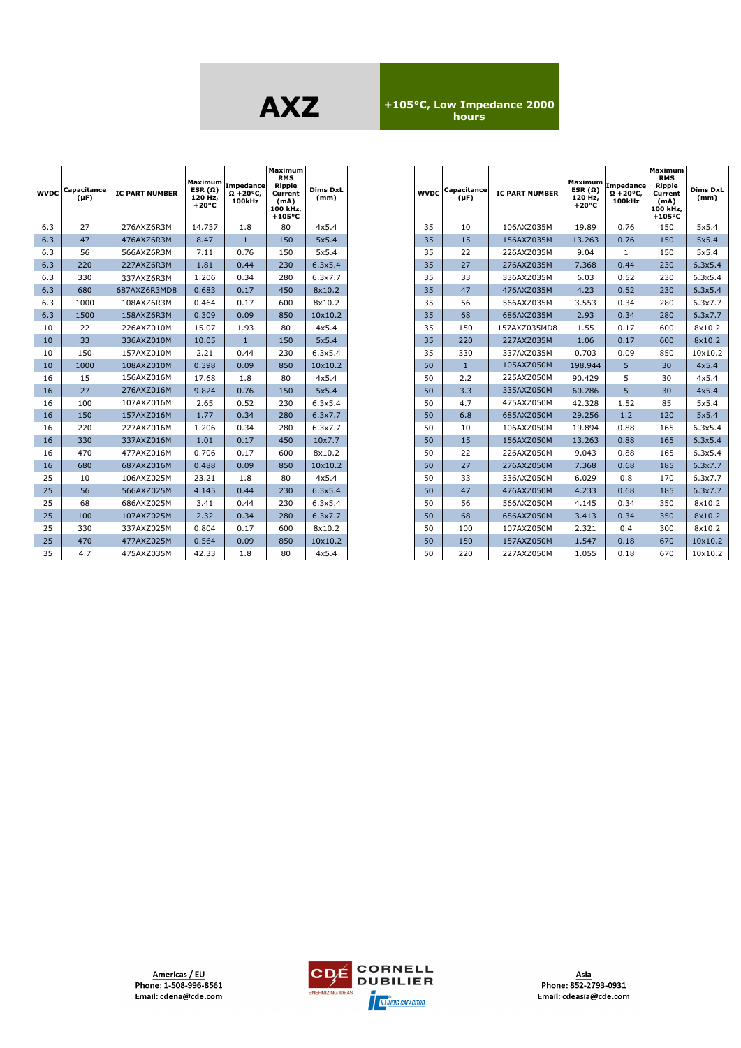# AXZ

**+105°C, Low Impedance 2000 hours**

| WVDC | Capacitance (µF) | IC PART NUMBER | Maximum ESR (Ω) 120 Hz, +20°C | Impedance Ω +20°C, 100kHz | Maximum RMS Ripple Current (mA) 100 kHz, +105°C | Dims DxL (mm) |
|---|---|---|---|---|---|---|
| 6.3 | 27 | 276AXZ6R3M | 14.737 | 1.8 | 80 | 4x5.4 |
| 6.3 | 47 | 476AXZ6R3M | 8.47 | 1 | 150 | 5x5.4 |
| 6.3 | 56 | 566AXZ6R3M | 7.11 | 0.76 | 150 | 5x5.4 |
| 6.3 | 220 | 227AXZ6R3M | 1.81 | 0.44 | 230 | 6.3x5.4 |
| 6.3 | 330 | 337AXZ6R3M | 1.206 | 0.34 | 280 | 6.3x7.7 |
| 6.3 | 680 | 687AXZ6R3MD8 | 0.683 | 0.17 | 450 | 8x10.2 |
| 6.3 | 1000 | 108AXZ6R3M | 0.464 | 0.17 | 600 | 8x10.2 |
| 6.3 | 1500 | 158AXZ6R3M | 0.309 | 0.09 | 850 | 10x10.2 |
| 10 | 22 | 226AXZ010M | 15.07 | 1.93 | 80 | 4x5.4 |
| 10 | 33 | 336AXZ010M | 10.05 | 1 | 150 | 5x5.4 |
| 10 | 150 | 157AXZ010M | 2.21 | 0.44 | 230 | 6.3x5.4 |
| 10 | 1000 | 108AXZ010M | 0.398 | 0.09 | 850 | 10x10.2 |
| 16 | 15 | 156AXZ016M | 17.68 | 1.8 | 80 | 4x5.4 |
| 16 | 27 | 276AXZ016M | 9.824 | 0.76 | 150 | 5x5.4 |
| 16 | 100 | 107AXZ016M | 2.65 | 0.52 | 230 | 6.3x5.4 |
| 16 | 150 | 157AXZ016M | 1.77 | 0.34 | 280 | 6.3x7.7 |
| 16 | 220 | 227AXZ016M | 1.206 | 0.34 | 280 | 6.3x7.7 |
| 16 | 330 | 337AXZ016M | 1.01 | 0.17 | 450 | 10x7.7 |
| 16 | 470 | 477AXZ016M | 0.706 | 0.17 | 600 | 8x10.2 |
| 16 | 680 | 687AXZ016M | 0.488 | 0.09 | 850 | 10x10.2 |
| 25 | 10 | 106AXZ025M | 23.21 | 1.8 | 80 | 4x5.4 |
| 25 | 56 | 566AXZ025M | 4.145 | 0.44 | 230 | 6.3x5.4 |
| 25 | 68 | 686AXZ025M | 3.41 | 0.44 | 230 | 6.3x5.4 |
| 25 | 100 | 107AXZ025M | 2.32 | 0.34 | 280 | 6.3x7.7 |
| 25 | 330 | 337AXZ025M | 0.804 | 0.17 | 600 | 8x10.2 |
| 25 | 470 | 477AXZ025M | 0.564 | 0.09 | 850 | 10x10.2 |
| 35 | 4.7 | 475AXZ035M | 42.33 | 1.8 | 80 | 4x5.4 |
| 35 | 10 | 106AXZ035M | 19.89 | 0.76 | 150 | 5x5.4 |
| 35 | 15 | 156AXZ035M | 13.263 | 0.76 | 150 | 5x5.4 |
| 35 | 22 | 226AXZ035M | 9.04 | 1 | 150 | 5x5.4 |
| 35 | 27 | 276AXZ035M | 7.368 | 0.44 | 230 | 6.3x5.4 |
| 35 | 33 | 336AXZ035M | 6.03 | 0.52 | 230 | 6.3x5.4 |
| 35 | 47 | 476AXZ035M | 4.23 | 0.52 | 230 | 6.3x5.4 |
| 35 | 56 | 566AXZ035M | 3.553 | 0.34 | 280 | 6.3x7.7 |
| 35 | 68 | 686AXZ035M | 2.93 | 0.34 | 280 | 6.3x7.7 |
| 35 | 150 | 157AXZ035MD8 | 1.55 | 0.17 | 600 | 8x10.2 |
| 35 | 220 | 227AXZ035M | 1.06 | 0.17 | 600 | 8x10.2 |
| 35 | 330 | 337AXZ035M | 0.703 | 0.09 | 850 | 10x10.2 |
| 50 | 1 | 105AXZ050M | 198.944 | 5 | 30 | 4x5.4 |
| 50 | 2.2 | 225AXZ050M | 90.429 | 5 | 30 | 4x5.4 |
| 50 | 3.3 | 335AXZ050M | 60.286 | 5 | 30 | 4x5.4 |
| 50 | 4.7 | 475AXZ050M | 42.328 | 1.52 | 85 | 5x5.4 |
| 50 | 6.8 | 685AXZ050M | 29.256 | 1.2 | 120 | 5x5.4 |
| 50 | 10 | 106AXZ050M | 19.894 | 0.88 | 165 | 6.3x5.4 |
| 50 | 15 | 156AXZ050M | 13.263 | 0.88 | 165 | 6.3x5.4 |
| 50 | 22 | 226AXZ050M | 9.043 | 0.88 | 165 | 6.3x5.4 |
| 50 | 27 | 276AXZ050M | 7.368 | 0.68 | 185 | 6.3x7.7 |
| 50 | 33 | 336AXZ050M | 6.029 | 0.8 | 170 | 6.3x7.7 |
| 50 | 47 | 476AXZ050M | 4.233 | 0.68 | 185 | 6.3x7.7 |
| 50 | 56 | 566AXZ050M | 4.145 | 0.34 | 350 | 8x10.2 |
| 50 | 68 | 686AXZ050M | 3.413 | 0.34 | 350 | 8x10.2 |
| 50 | 100 | 107AXZ050M | 2.321 | 0.4 | 300 | 8x10.2 |
| 50 | 150 | 157AXZ050M | 1.547 | 0.18 | 670 | 10x10.2 |
| 50 | 220 | 227AXZ050M | 1.055 | 0.18 | 670 | 10x10.2 |

**Americas / EU**
Phone: 1-508-996-8561
Email: cdena@cde.com

CDE CORNELL DUBILIER
ENERGIZING IDEAS
IC ILLINOIS CAPACITOR

**Asia**
Phone: 852-2793-0931
Email: cdeasia@cde.com